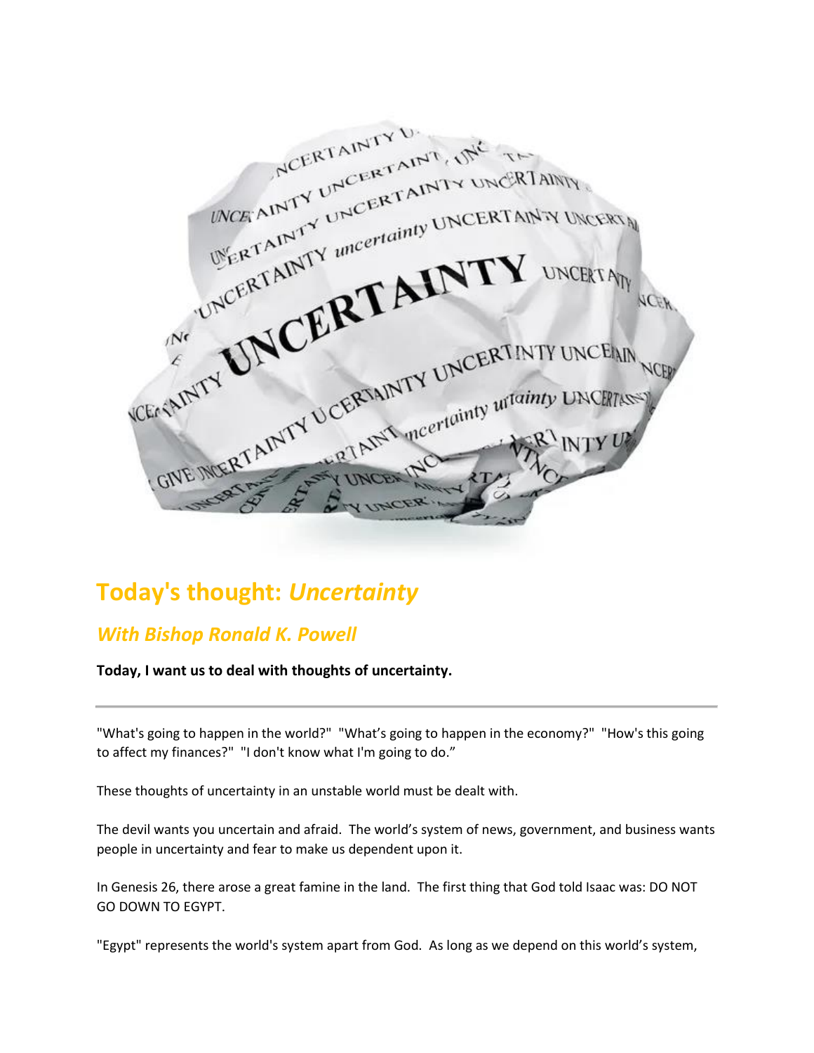## Today's thought: *Uncertainty*

### *With Bishop Ronald K. Powell*

**Today, I want us to deal with thoughts of uncertainty.**

---

"What's going to happen in the world?" "What's going to happen in the economy?" "How's this going to affect my finances?" "I don't know what I'm going to do."

These thoughts of uncertainty in an unstable world must be dealt with.

The devil wants you uncertain and afraid. The world's system of news, government, and business wants people in uncertainty and fear to make us dependent upon it.

In Genesis 26, there arose a great famine in the land. The first thing that God told Isaac was: DO NOT GO DOWN TO EGYPT.

"Egypt" represents the world's system apart from God. As long as we depend on this world's system,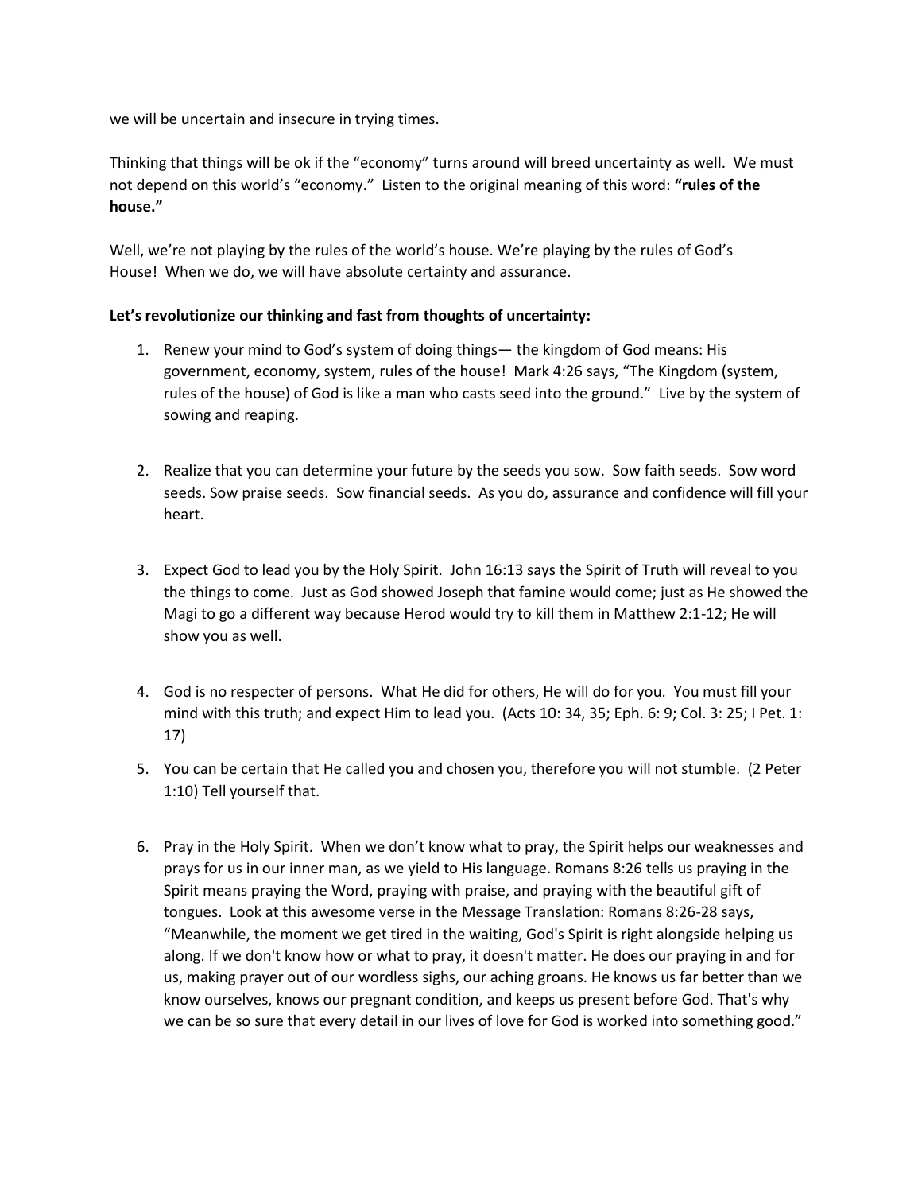we will be uncertain and insecure in trying times.

Thinking that things will be ok if the "economy" turns around will breed uncertainty as well. We must not depend on this world's "economy." Listen to the original meaning of this word: **"rules of the house."**

Well, we're not playing by the rules of the world's house. We're playing by the rules of God's House! When we do, we will have absolute certainty and assurance.

**Let's revolutionize our thinking and fast from thoughts of uncertainty:**

1. Renew your mind to God's system of doing things— the kingdom of God means: His government, economy, system, rules of the house! Mark 4:26 says, "The Kingdom (system, rules of the house) of God is like a man who casts seed into the ground." Live by the system of sowing and reaping.

2. Realize that you can determine your future by the seeds you sow. Sow faith seeds. Sow word seeds. Sow praise seeds. Sow financial seeds. As you do, assurance and confidence will fill your heart.

3. Expect God to lead you by the Holy Spirit. John 16:13 says the Spirit of Truth will reveal to you the things to come. Just as God showed Joseph that famine would come; just as He showed the Magi to go a different way because Herod would try to kill them in Matthew 2:1-12; He will show you as well.

4. God is no respecter of persons. What He did for others, He will do for you. You must fill your mind with this truth; and expect Him to lead you. (Acts 10: 34, 35; Eph. 6: 9; Col. 3: 25; I Pet. 1: 17)

5. You can be certain that He called you and chosen you, therefore you will not stumble. (2 Peter 1:10) Tell yourself that.

6. Pray in the Holy Spirit. When we don't know what to pray, the Spirit helps our weaknesses and prays for us in our inner man, as we yield to His language. Romans 8:26 tells us praying in the Spirit means praying the Word, praying with praise, and praying with the beautiful gift of tongues. Look at this awesome verse in the Message Translation: Romans 8:26-28 says, "Meanwhile, the moment we get tired in the waiting, God's Spirit is right alongside helping us along. If we don't know how or what to pray, it doesn't matter. He does our praying in and for us, making prayer out of our wordless sighs, our aching groans. He knows us far better than we know ourselves, knows our pregnant condition, and keeps us present before God. That's why we can be so sure that every detail in our lives of love for God is worked into something good."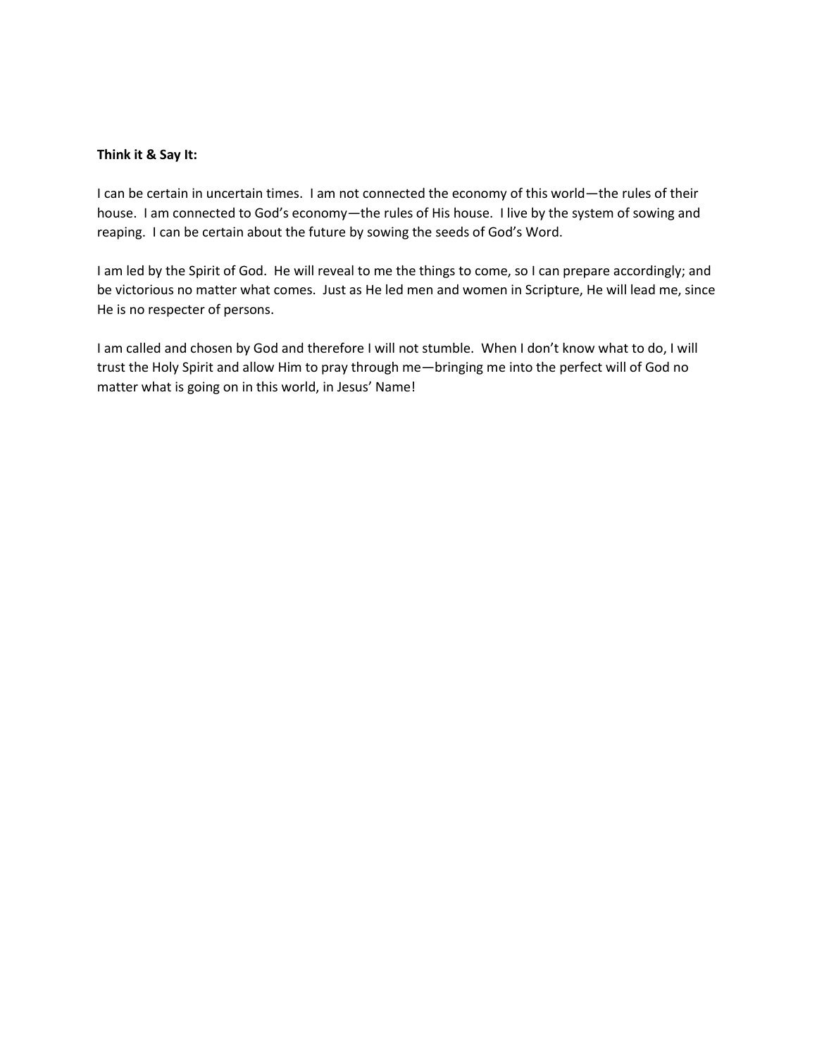**Think it & Say It:**

I can be certain in uncertain times. I am not connected the economy of this world—the rules of their house. I am connected to God's economy—the rules of His house. I live by the system of sowing and reaping. I can be certain about the future by sowing the seeds of God's Word.

I am led by the Spirit of God. He will reveal to me the things to come, so I can prepare accordingly; and be victorious no matter what comes. Just as He led men and women in Scripture, He will lead me, since He is no respecter of persons.

I am called and chosen by God and therefore I will not stumble. When I don't know what to do, I will trust the Holy Spirit and allow Him to pray through me—bringing me into the perfect will of God no matter what is going on in this world, in Jesus' Name!